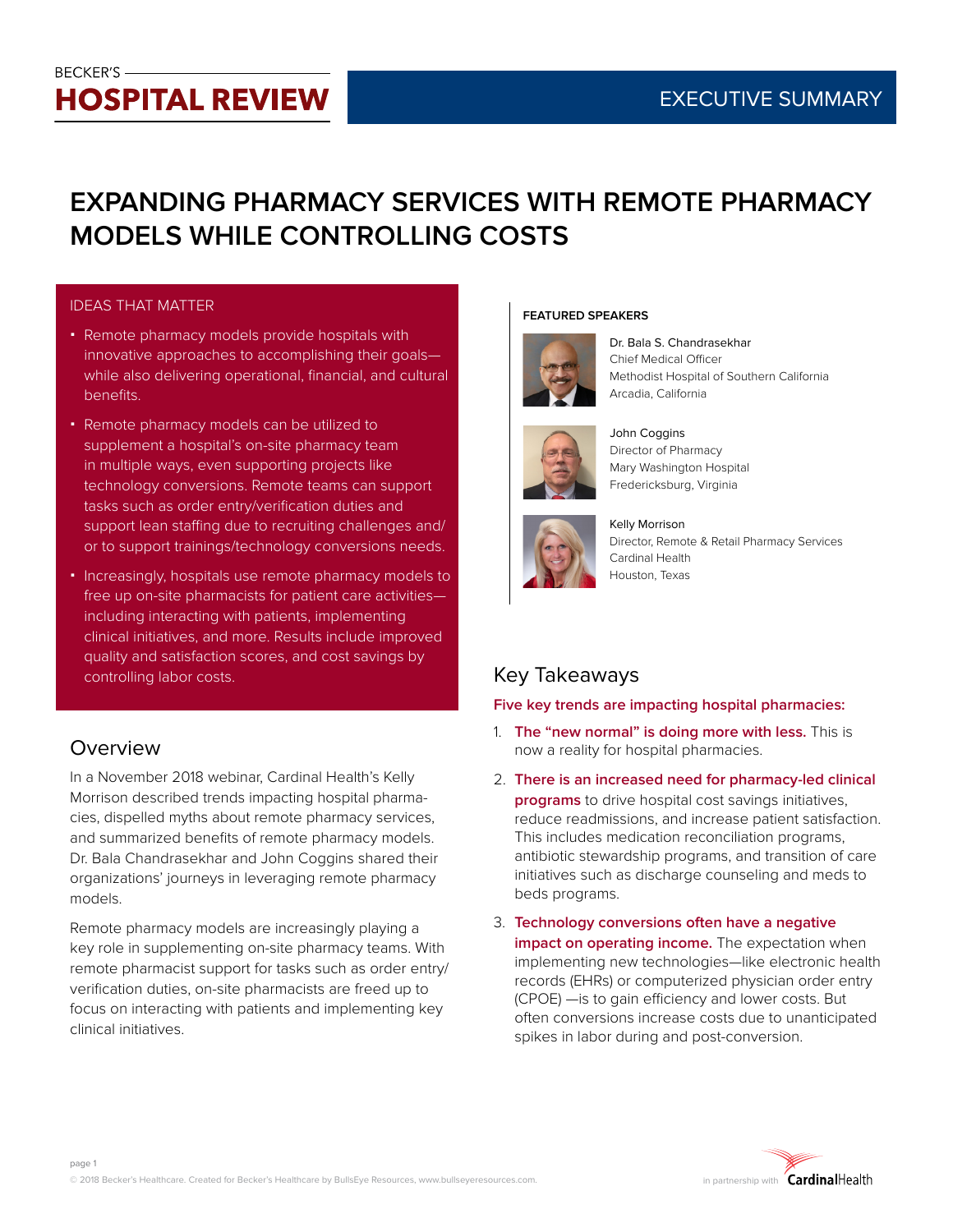BECKER'S

**HOSPITAL REVIEW**

EXECUTIVE SUMMARY

# EXPANDING PHARMACY SERVICES WITH REMOTE PHARMACY MODELS WHILE CONTROLLING COSTS

## IDEAS THAT MATTER

- Remote pharmacy models provide hospitals with innovative approaches to accomplishing their goals—while also delivering operational, financial, and cultural benefits.
- Remote pharmacy models can be utilized to supplement a hospital's on-site pharmacy team in multiple ways, even supporting projects like technology conversions. Remote teams can support tasks such as order entry/verification duties and support lean staffing due to recruiting challenges and/or to support trainings/technology conversions needs.
- Increasingly, hospitals use remote pharmacy models to free up on-site pharmacists for patient care activities—including interacting with patients, implementing clinical initiatives, and more. Results include improved quality and satisfaction scores, and cost savings by controlling labor costs.

## Overview

In a November 2018 webinar, Cardinal Health's Kelly Morrison described trends impacting hospital pharmacies, dispelled myths about remote pharmacy services, and summarized benefits of remote pharmacy models. Dr. Bala Chandrasekhar and John Coggins shared their organizations' journeys in leveraging remote pharmacy models.

Remote pharmacy models are increasingly playing a key role in supplementing on-site pharmacy teams. With remote pharmacist support for tasks such as order entry/verification duties, on-site pharmacists are freed up to focus on interacting with patients and implementing key clinical initiatives.

**FEATURED SPEAKERS**

Dr. Bala S. Chandrasekhar
Chief Medical Officer
Methodist Hospital of Southern California
Arcadia, California

John Coggins
Director of Pharmacy
Mary Washington Hospital
Fredericksburg, Virginia

Kelly Morrison
Director, Remote & Retail Pharmacy Services
Cardinal Health
Houston, Texas

## Key Takeaways

**Five key trends are impacting hospital pharmacies:**

1. **The "new normal" is doing more with less.** This is now a reality for hospital pharmacies.
2. **There is an increased need for pharmacy-led clinical programs** to drive hospital cost savings initiatives, reduce readmissions, and increase patient satisfaction. This includes medication reconciliation programs, antibiotic stewardship programs, and transition of care initiatives such as discharge counseling and meds to beds programs.
3. **Technology conversions often have a negative impact on operating income.** The expectation when implementing new technologies—like electronic health records (EHRs) or computerized physician order entry (CPOE) —is to gain efficiency and lower costs. But often conversions increase costs due to unanticipated spikes in labor during and post-conversion.

© 2018 Becker's Healthcare. Created for Becker's Healthcare by BullsEye Resources, www.bullseyeresources.com.

in partnership with CardinalHealth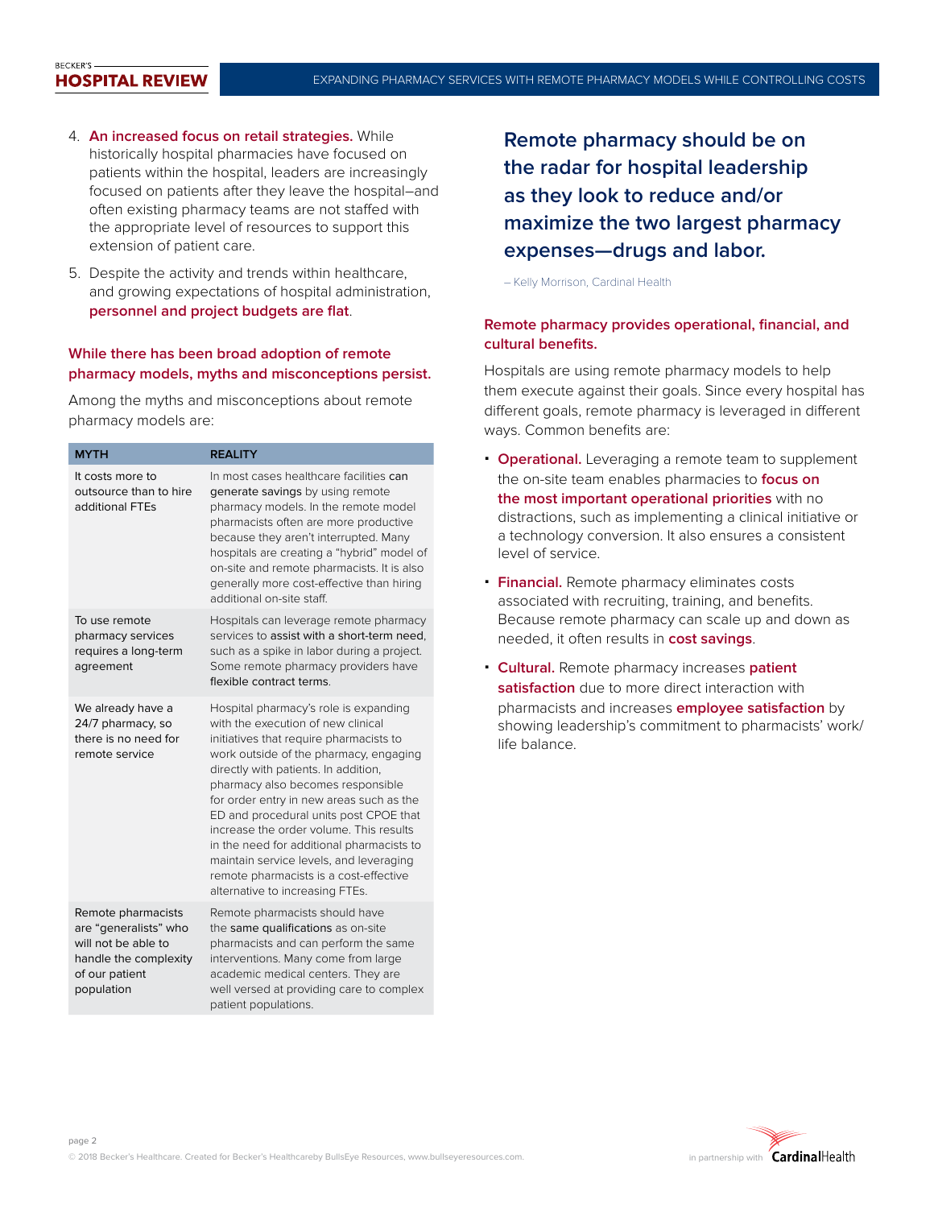4. **An increased focus on retail strategies.** While historically hospital pharmacies have focused on patients within the hospital, leaders are increasingly focused on patients after they leave the hospital–and often existing pharmacy teams are not staffed with the appropriate level of resources to support this extension of patient care.

5. Despite the activity and trends within healthcare, and growing expectations of hospital administration, **personnel and project budgets are flat**.

### While there has been broad adoption of remote pharmacy models, myths and misconceptions persist.

Among the myths and misconceptions about remote pharmacy models are:

| MYTH | REALITY |
|---|---|
| It costs more to outsource than to hire additional FTEs | In most cases healthcare facilities can generate savings by using remote pharmacy models. In the remote model pharmacists often are more productive because they aren't interrupted. Many hospitals are creating a "hybrid" model of on-site and remote pharmacists. It is also generally more cost-effective than hiring additional on-site staff. |
| To use remote pharmacy services requires a long-term agreement | Hospitals can leverage remote pharmacy services to assist with a short-term need, such as a spike in labor during a project. Some remote pharmacy providers have flexible contract terms. |
| We already have a 24/7 pharmacy, so there is no need for remote service | Hospital pharmacy's role is expanding with the execution of new clinical initiatives that require pharmacists to work outside of the pharmacy, engaging directly with patients. In addition, pharmacy also becomes responsible for order entry in new areas such as the ED and procedural units post CPOE that increase the order volume. This results in the need for additional pharmacists to maintain service levels, and leveraging remote pharmacists is a cost-effective alternative to increasing FTEs. |
| Remote pharmacists are "generalists" who will not be able to handle the complexity of our patient population | Remote pharmacists should have the same qualifications as on-site pharmacists and can perform the same interventions. Many come from large academic medical centers. They are well versed at providing care to complex patient populations. |

> **Remote pharmacy should be on the radar for hospital leadership as they look to reduce and/or maximize the two largest pharmacy expenses—drugs and labor.**
>
> – Kelly Morrison, Cardinal Health

### Remote pharmacy provides operational, financial, and cultural benefits.

Hospitals are using remote pharmacy models to help them execute against their goals. Since every hospital has different goals, remote pharmacy is leveraged in different ways. Common benefits are:

- **Operational.** Leveraging a remote team to supplement the on-site team enables pharmacies to **focus on the most important operational priorities** with no distractions, such as implementing a clinical initiative or a technology conversion. It also ensures a consistent level of service.
- **Financial.** Remote pharmacy eliminates costs associated with recruiting, training, and benefits. Because remote pharmacy can scale up and down as needed, it often results in **cost savings**.
- **Cultural.** Remote pharmacy increases **patient satisfaction** due to more direct interaction with pharmacists and increases **employee satisfaction** by showing leadership's commitment to pharmacists' work/life balance.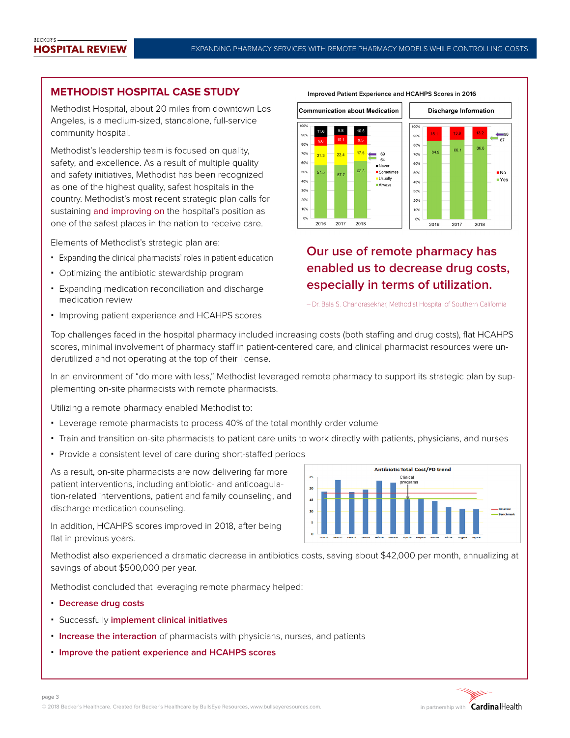## METHODIST HOSPITAL CASE STUDY

Methodist Hospital, about 20 miles from downtown Los Angeles, is a medium-sized, standalone, full-service community hospital.

Methodist's leadership team is focused on quality, safety, and excellence. As a result of multiple quality and safety initiatives, Methodist has been recognized as one of the highest quality, safest hospitals in the country. Methodist's most recent strategic plan calls for sustaining and improving on the hospital's position as one of the safest places in the nation to receive care.

Elements of Methodist's strategic plan are:

- Expanding the clinical pharmacists' roles in patient education
- Optimizing the antibiotic stewardship program
- Expanding medication reconciliation and discharge medication review
- Improving patient experience and HCAHPS scores

**Improved Patient Experience and HCAHPS Scores in 2016**

**Communication about Medication**

| | 2016 | 2017 | 2018 |
|---|---|---|---|
| Never | 11.6 | 9.8 | 10.6 |
| Sometimes | 9.6 | 10.1 | 9.5 |
| Usually | 21.3 | 22.4 | 17.6 |
| Always | 57.5 | 57.7 | 62.3 |

Markers: 69, 64

**Discharge Information**

| | 2016 | 2017 | 2018 |
|---|---|---|---|
| No | 15.1 | 13.9 | 13.2 |
| Yes | 84.9 | 86.1 | 86.8 |

Markers: 90, 87

**Our use of remote pharmacy has enabled us to decrease drug costs, especially in terms of utilization.**

– Dr. Bala S. Chandrasekhar, Methodist Hospital of Southern California

Top challenges faced in the hospital pharmacy included increasing costs (both staffing and drug costs), flat HCAHPS scores, minimal involvement of pharmacy staff in patient-centered care, and clinical pharmacist resources were underutilized and not operating at the top of their license.

In an environment of "do more with less," Methodist leveraged remote pharmacy to support its strategic plan by supplementing on-site pharmacists with remote pharmacists.

Utilizing a remote pharmacy enabled Methodist to:

- Leverage remote pharmacists to process 40% of the total monthly order volume
- Train and transition on-site pharmacists to patient care units to work directly with patients, physicians, and nurses
- Provide a consistent level of care during short-staffed periods

As a result, on-site pharmacists are now delivering far more patient interventions, including antibiotic- and anticoagulation-related interventions, patient and family counseling, and discharge medication counseling.

In addition, HCAHPS scores improved in 2018, after being flat in previous years.

**Antibiotic Total Cost/PD trend**

(Chart: monthly bars Oct-17 through Sep-18 with Baseline and Benchmark lines; annotation "Clinical programs" at Apr-18.)

Methodist also experienced a dramatic decrease in antibiotics costs, saving about $42,000 per month, annualizing at savings of about $500,000 per year.

Methodist concluded that leveraging remote pharmacy helped:

- **Decrease drug costs**
- Successfully **implement clinical initiatives**
- **Increase the interaction** of pharmacists with physicians, nurses, and patients
- **Improve the patient experience and HCAHPS scores**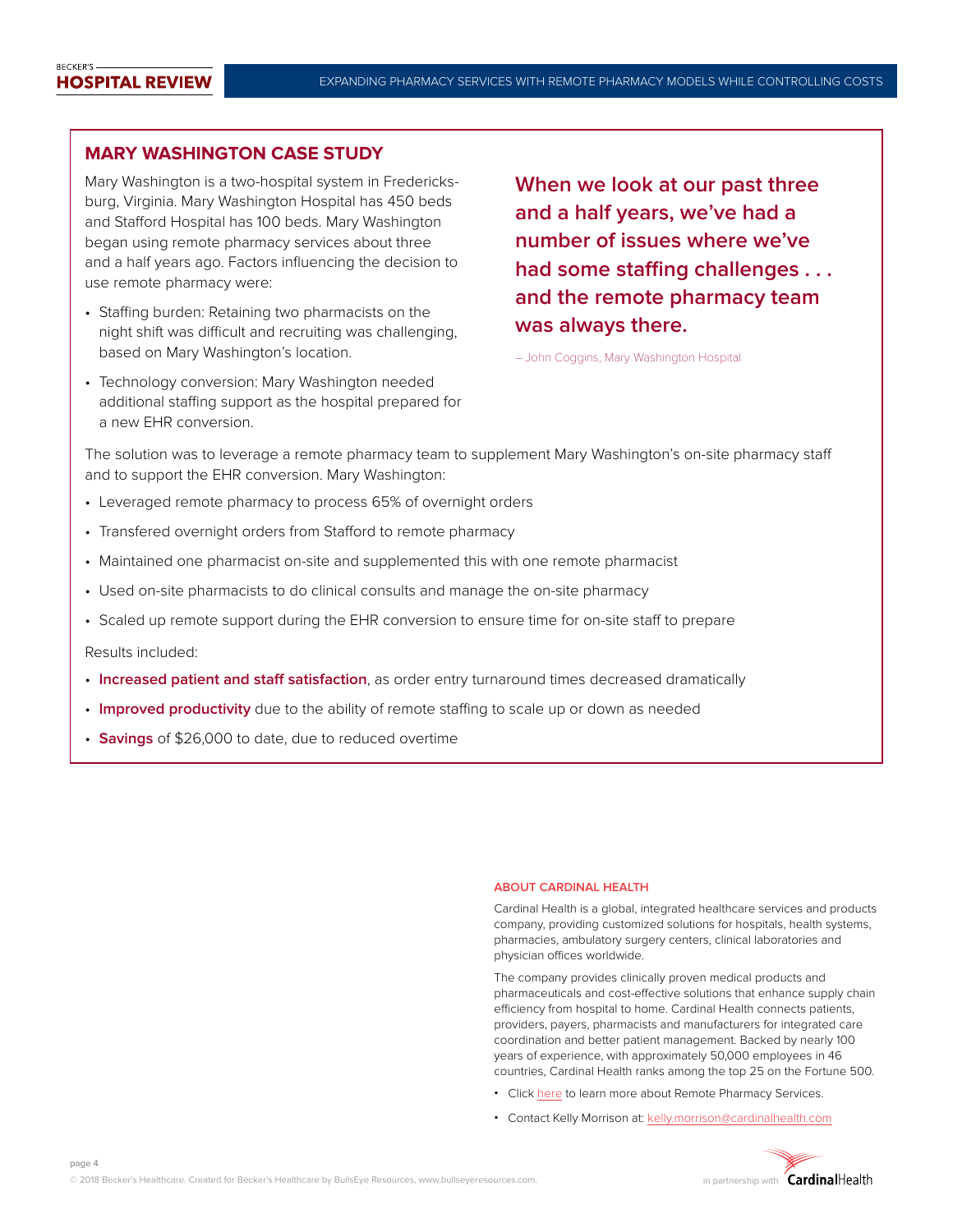## MARY WASHINGTON CASE STUDY

Mary Washington is a two-hospital system in Fredericksburg, Virginia. Mary Washington Hospital has 450 beds and Stafford Hospital has 100 beds. Mary Washington began using remote pharmacy services about three and a half years ago. Factors influencing the decision to use remote pharmacy were:

- Staffing burden: Retaining two pharmacists on the night shift was difficult and recruiting was challenging, based on Mary Washington's location.
- Technology conversion: Mary Washington needed additional staffing support as the hospital prepared for a new EHR conversion.

> **When we look at our past three and a half years, we've had a number of issues where we've had some staffing challenges . . . and the remote pharmacy team was always there.**
>
> – John Coggins, Mary Washington Hospital

The solution was to leverage a remote pharmacy team to supplement Mary Washington's on-site pharmacy staff and to support the EHR conversion. Mary Washington:

- Leveraged remote pharmacy to process 65% of overnight orders
- Transfered overnight orders from Stafford to remote pharmacy
- Maintained one pharmacist on-site and supplemented this with one remote pharmacist
- Used on-site pharmacists to do clinical consults and manage the on-site pharmacy
- Scaled up remote support during the EHR conversion to ensure time for on-site staff to prepare

Results included:

- **Increased patient and staff satisfaction**, as order entry turnaround times decreased dramatically
- **Improved productivity** due to the ability of remote staffing to scale up or down as needed
- **Savings** of $26,000 to date, due to reduced overtime

### ABOUT CARDINAL HEALTH

Cardinal Health is a global, integrated healthcare services and products company, providing customized solutions for hospitals, health systems, pharmacies, ambulatory surgery centers, clinical laboratories and physician offices worldwide.

The company provides clinically proven medical products and pharmaceuticals and cost-effective solutions that enhance supply chain efficiency from hospital to home. Cardinal Health connects patients, providers, payers, pharmacists and manufacturers for integrated care coordination and better patient management. Backed by nearly 100 years of experience, with approximately 50,000 employees in 46 countries, Cardinal Health ranks among the top 25 on the Fortune 500.

- Click here to learn more about Remote Pharmacy Services.
- Contact Kelly Morrison at: kelly.morrison@cardinalhealth.com

© 2018 Becker's Healthcare. Created for Becker's Healthcare by BullsEye Resources, www.bullseyeresources.com.

in partnership with CardinalHealth